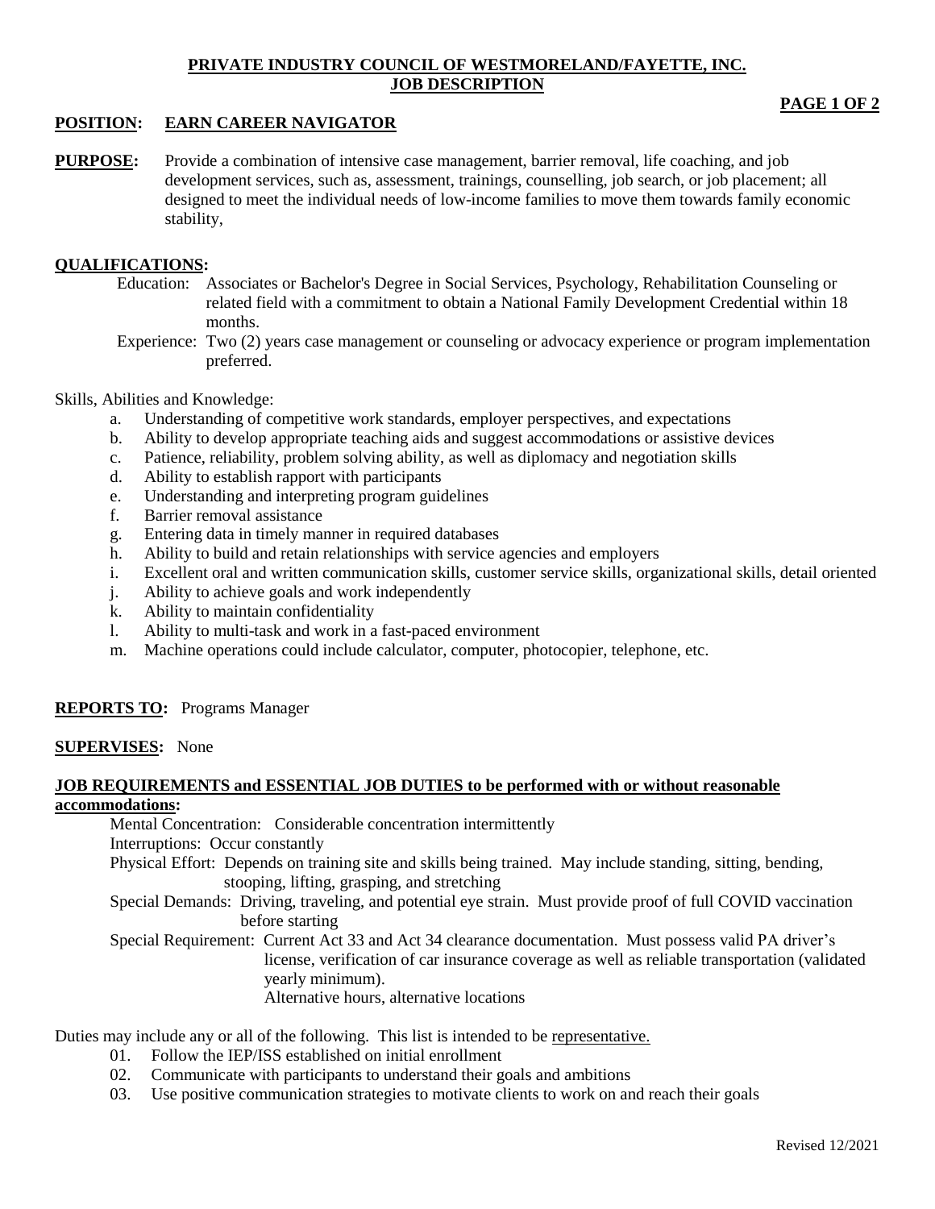**PRIVATE INDUSTRY COUNCIL OF WESTMORELAND/FAYETTE, INC.**
**JOB DESCRIPTION**

**POSITION: EARN CAREER NAVIGATOR**

**PURPOSE:** Provide a combination of intensive case management, barrier removal, life coaching, and job development services, such as, assessment, trainings, counselling, job search, or job placement; all designed to meet the individual needs of low-income families to move them towards family economic stability,

**QUALIFICATIONS:**

Education: Associates or Bachelor's Degree in Social Services, Psychology, Rehabilitation Counseling or related field with a commitment to obtain a National Family Development Credential within 18 months.

Experience: Two (2) years case management or counseling or advocacy experience or program implementation preferred.

Skills, Abilities and Knowledge:

a. Understanding of competitive work standards, employer perspectives, and expectations
b. Ability to develop appropriate teaching aids and suggest accommodations or assistive devices
c. Patience, reliability, problem solving ability, as well as diplomacy and negotiation skills
d. Ability to establish rapport with participants
e. Understanding and interpreting program guidelines
f. Barrier removal assistance
g. Entering data in timely manner in required databases
h. Ability to build and retain relationships with service agencies and employers
i. Excellent oral and written communication skills, customer service skills, organizational skills, detail oriented
j. Ability to achieve goals and work independently
k. Ability to maintain confidentiality
l. Ability to multi-task and work in a fast-paced environment
m. Machine operations could include calculator, computer, photocopier, telephone, etc.

**REPORTS TO:** Programs Manager

**SUPERVISES:** None

**JOB REQUIREMENTS and ESSENTIAL JOB DUTIES to be performed with or without reasonable accommodations:**

Mental Concentration: Considerable concentration intermittently

Interruptions: Occur constantly

Physical Effort: Depends on training site and skills being trained. May include standing, sitting, bending, stooping, lifting, grasping, and stretching

Special Demands: Driving, traveling, and potential eye strain. Must provide proof of full COVID vaccination before starting

Special Requirement: Current Act 33 and Act 34 clearance documentation. Must possess valid PA driver's license, verification of car insurance coverage as well as reliable transportation (validated yearly minimum).
Alternative hours, alternative locations

Duties may include any or all of the following. This list is intended to be representative.

01. Follow the IEP/ISS established on initial enrollment
02. Communicate with participants to understand their goals and ambitions
03. Use positive communication strategies to motivate clients to work on and reach their goals

Revised 12/2021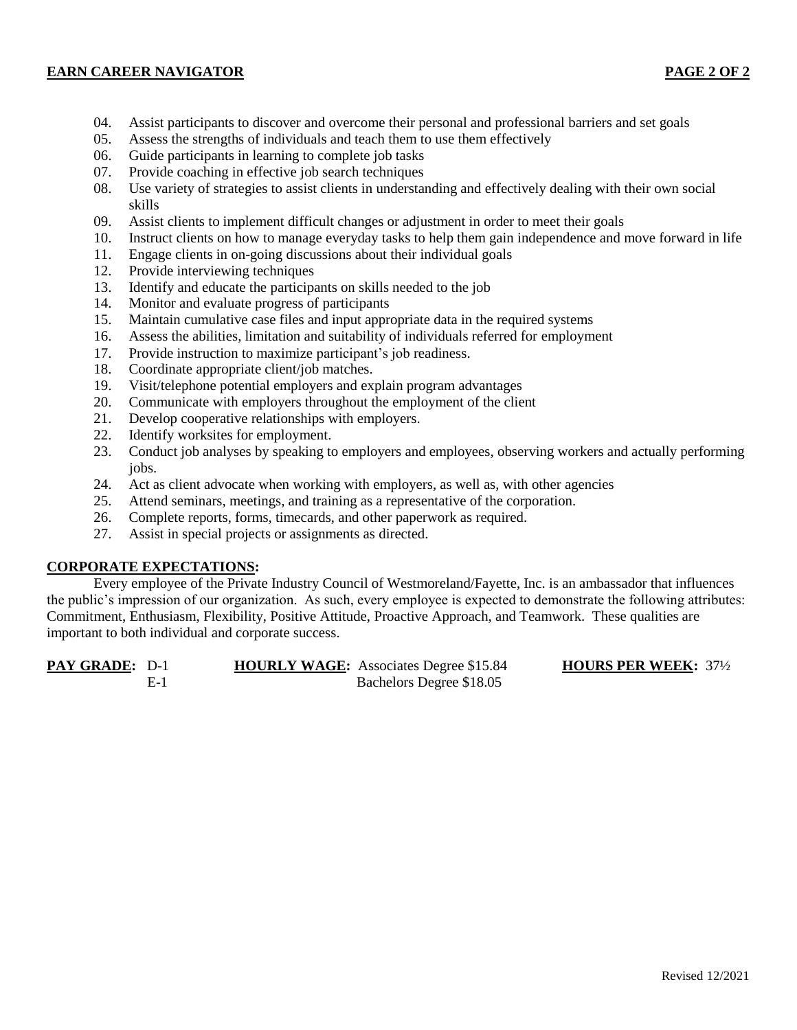04. Assist participants to discover and overcome their personal and professional barriers and set goals
05. Assess the strengths of individuals and teach them to use them effectively
06. Guide participants in learning to complete job tasks
07. Provide coaching in effective job search techniques
08. Use variety of strategies to assist clients in understanding and effectively dealing with their own social skills
09. Assist clients to implement difficult changes or adjustment in order to meet their goals
10. Instruct clients on how to manage everyday tasks to help them gain independence and move forward in life
11. Engage clients in on-going discussions about their individual goals
12. Provide interviewing techniques
13. Identify and educate the participants on skills needed to the job
14. Monitor and evaluate progress of participants
15. Maintain cumulative case files and input appropriate data in the required systems
16. Assess the abilities, limitation and suitability of individuals referred for employment
17. Provide instruction to maximize participant's job readiness.
18. Coordinate appropriate client/job matches.
19. Visit/telephone potential employers and explain program advantages
20. Communicate with employers throughout the employment of the client
21. Develop cooperative relationships with employers.
22. Identify worksites for employment.
23. Conduct job analyses by speaking to employers and employees, observing workers and actually performing jobs.
24. Act as client advocate when working with employers, as well as, with other agencies
25. Attend seminars, meetings, and training as a representative of the corporation.
26. Complete reports, forms, timecards, and other paperwork as required.
27. Assist in special projects or assignments as directed.

**CORPORATE EXPECTATIONS:**

Every employee of the Private Industry Council of Westmoreland/Fayette, Inc. is an ambassador that influences the public's impression of our organization. As such, every employee is expected to demonstrate the following attributes: Commitment, Enthusiasm, Flexibility, Positive Attitude, Proactive Approach, and Teamwork. These qualities are important to both individual and corporate success.

**PAY GRADE:** D-1, E-1

**HOURLY WAGE:** Associates Degree $15.84, Bachelors Degree $18.05

**HOURS PER WEEK:** 37½

Revised 12/2021